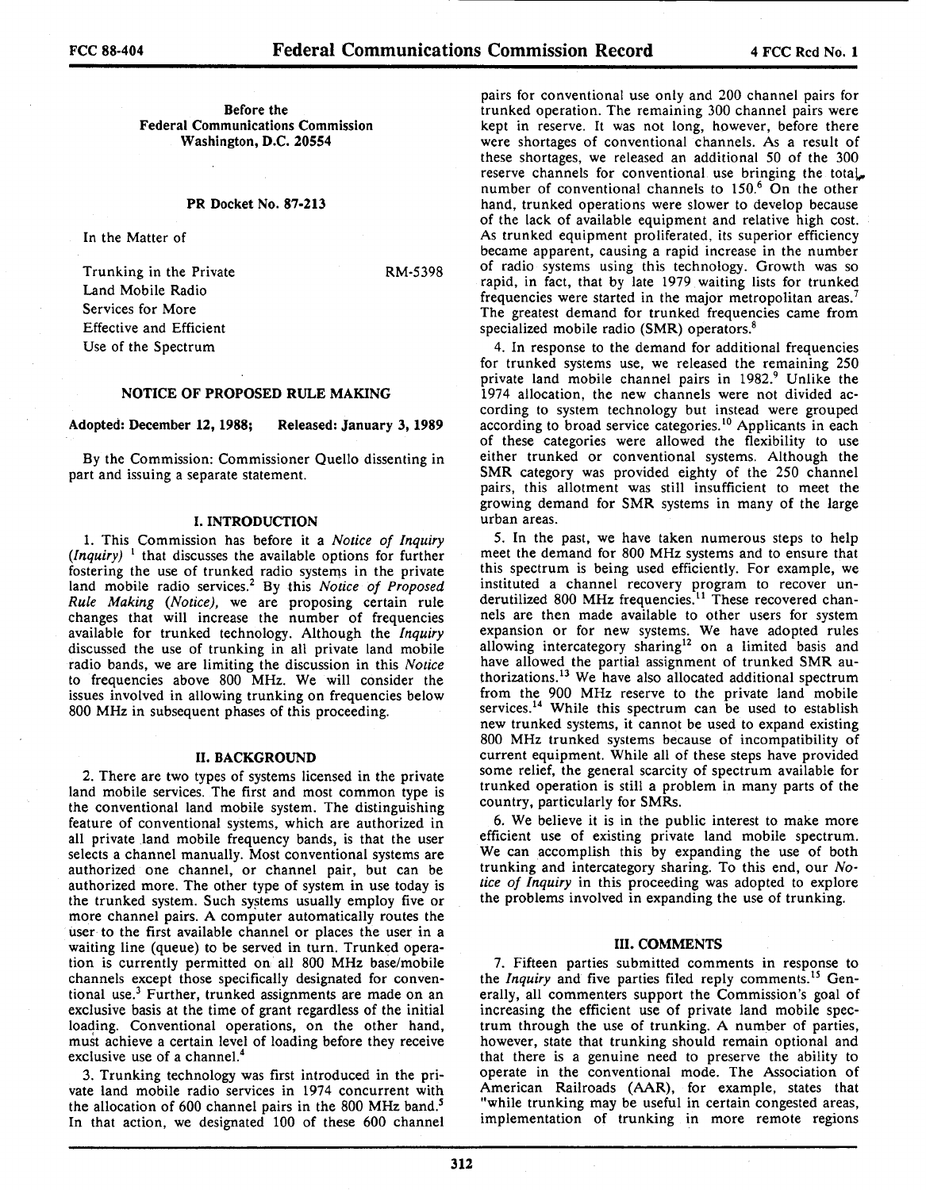**Before the**
**Federal Communications Commission**
**Washington, D.C. 20554**

**PR Docket No. 87-213**

In the Matter of

Trunking in the Private Land Mobile Radio Services for More Effective and Efficient Use of the Spectrum — RM-5398

**NOTICE OF PROPOSED RULE MAKING**

**Adopted: December 12, 1988; Released: January 3, 1989**

By the Commission: Commissioner Quello dissenting in part and issuing a separate statement.

## I. INTRODUCTION

1. This Commission has before it a *Notice of Inquiry (Inquiry)* [1] that discusses the available options for further fostering the use of trunked radio systems in the private land mobile radio services.[2] By this *Notice of Proposed Rule Making (Notice)*, we are proposing certain rule changes that will increase the number of frequencies available for trunked technology. Although the *Inquiry* discussed the use of trunking in all private land mobile radio bands, we are limiting the discussion in this *Notice* to frequencies above 800 MHz. We will consider the issues involved in allowing trunking on frequencies below 800 MHz in subsequent phases of this proceeding.

## II. BACKGROUND

2. There are two types of systems licensed in the private land mobile services. The first and most common type is the conventional land mobile system. The distinguishing feature of conventional systems, which are authorized in all private land mobile frequency bands, is that the user selects a channel manually. Most conventional systems are authorized one channel, or channel pair, but can be authorized more. The other type of system in use today is the trunked system. Such systems usually employ five or more channel pairs. A computer automatically routes the user to the first available channel or places the user in a waiting line (queue) to be served in turn. Trunked operation is currently permitted on all 800 MHz base/mobile channels except those specifically designated for conventional use.[3] Further, trunked assignments are made on an exclusive basis at the time of grant regardless of the initial loading. Conventional operations, on the other hand, must achieve a certain level of loading before they receive exclusive use of a channel.[4]

3. Trunking technology was first introduced in the private land mobile radio services in 1974 concurrent with the allocation of 600 channel pairs in the 800 MHz band.[5] In that action, we designated 100 of these 600 channel pairs for conventional use only and 200 channel pairs for trunked operation. The remaining 300 channel pairs were kept in reserve. It was not long, however, before there were shortages of conventional channels. As a result of these shortages, we released an additional 50 of the 300 reserve channels for conventional use bringing the total number of conventional channels to 150.[6] On the other hand, trunked operations were slower to develop because of the lack of available equipment and relative high cost. As trunked equipment proliferated, its superior efficiency became apparent, causing a rapid increase in the number of radio systems using this technology. Growth was so rapid, in fact, that by late 1979 waiting lists for trunked frequencies were started in the major metropolitan areas.[7] The greatest demand for trunked frequencies came from specialized mobile radio (SMR) operators.[8]

4. In response to the demand for additional frequencies for trunked systems use, we released the remaining 250 private land mobile channel pairs in 1982.[9] Unlike the 1974 allocation, the new channels were not divided according to system technology but instead were grouped according to broad service categories.[10] Applicants in each of these categories were allowed the flexibility to use either trunked or conventional systems. Although the SMR category was provided eighty of the 250 channel pairs, this allotment was still insufficient to meet the growing demand for SMR systems in many of the large urban areas.

5. In the past, we have taken numerous steps to help meet the demand for 800 MHz systems and to ensure that this spectrum is being used efficiently. For example, we instituted a channel recovery program to recover underutilized 800 MHz frequencies.[11] These recovered channels are then made available to other users for system expansion or for new systems. We have adopted rules allowing intercategory sharing[12] on a limited basis and have allowed the partial assignment of trunked SMR authorizations.[13] We have also allocated additional spectrum from the 900 MHz reserve to the private land mobile services.[14] While this spectrum can be used to establish new trunked systems, it cannot be used to expand existing 800 MHz trunked systems because of incompatibility of current equipment. While all of these steps have provided some relief, the general scarcity of spectrum available for trunked operation is still a problem in many parts of the country, particularly for SMRs.

6. We believe it is in the public interest to make more efficient use of existing private land mobile spectrum. We can accomplish this by expanding the use of both trunking and intercategory sharing. To this end, our *Notice of Inquiry* in this proceeding was adopted to explore the problems involved in expanding the use of trunking.

## III. COMMENTS

7. Fifteen parties submitted comments in response to the *Inquiry* and five parties filed reply comments.[15] Generally, all commenters support the Commission's goal of increasing the efficient use of private land mobile spectrum through the use of trunking. A number of parties, however, state that trunking should remain optional and that there is a genuine need to preserve the ability to operate in the conventional mode. The Association of American Railroads (AAR), for example, states that "while trunking may be useful in certain congested areas, implementation of trunking in more remote regions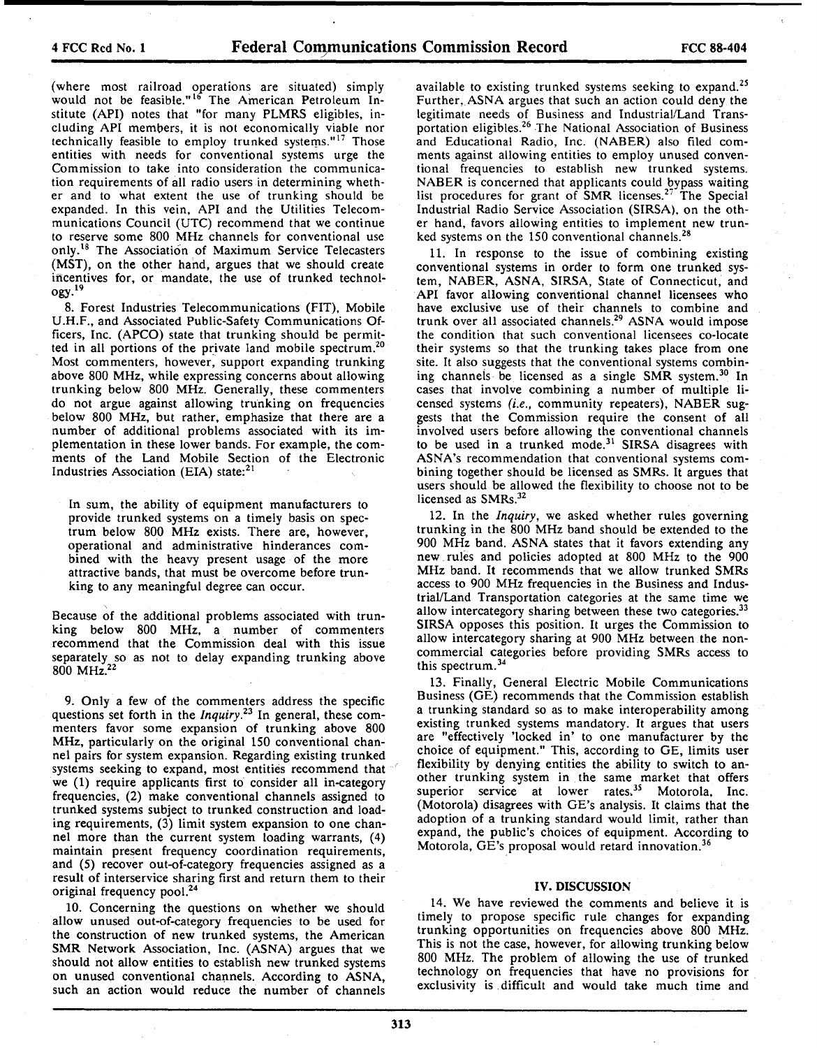(where most railroad operations are situated) simply would not be feasible."[16] The American Petroleum Institute (API) notes that "for many PLMRS eligibles, including API members, it is not economically viable nor technically feasible to employ trunked systems."[17] Those entities with needs for conventional systems urge the Commission to take into consideration the communication requirements of all radio users in determining whether and to what extent the use of trunking should be expanded. In this vein, API and the Utilities Telecommunications Council (UTC) recommend that we continue to reserve some 800 MHz channels for conventional use only.[18] The Association of Maximum Service Telecasters (MST), on the other hand, argues that we should create incentives for, or mandate, the use of trunked technology.[19]

8. Forest Industries Telecommunications (FIT), Mobile U.H.F., and Associated Public-Safety Communications Officers, Inc. (APCO) state that trunking should be permitted in all portions of the private land mobile spectrum.[20] Most commenters, however, support expanding trunking above 800 MHz, while expressing concerns about allowing trunking below 800 MHz. Generally, these commenters do not argue against allowing trunking on frequencies below 800 MHz, but rather, emphasize that there are a number of additional problems associated with its implementation in these lower bands. For example, the comments of the Land Mobile Section of the Electronic Industries Association (EIA) state:[21]

> In sum, the ability of equipment manufacturers to provide trunked systems on a timely basis on spectrum below 800 MHz exists. There are, however, operational and administrative hinderances combined with the heavy present usage of the more attractive bands, that must be overcome before trunking to any meaningful degree can occur.

Because of the additional problems associated with trunking below 800 MHz, a number of commenters recommend that the Commission deal with this issue separately so as not to delay expanding trunking above 800 MHz.[22]

9. Only a few of the commenters address the specific questions set forth in the *Inquiry*.[23] In general, these commenters favor some expansion of trunking above 800 MHz, particularly on the original 150 conventional channel pairs for system expansion. Regarding existing trunked systems seeking to expand, most entities recommend that we (1) require applicants first to consider all in-category frequencies, (2) make conventional channels assigned to trunked systems subject to trunked construction and loading requirements, (3) limit system expansion to one channel more than the current system loading warrants, (4) maintain present frequency coordination requirements, and (5) recover out-of-category frequencies assigned as a result of interservice sharing first and return them to their original frequency pool.[24]

10. Concerning the questions on whether we should allow unused out-of-category frequencies to be used for the construction of new trunked systems, the American SMR Network Association, Inc. (ASNA) argues that we should not allow entities to establish new trunked systems on unused conventional channels. According to ASNA, such an action would reduce the number of channels available to existing trunked systems seeking to expand.[25] Further, ASNA argues that such an action could deny the legitimate needs of Business and Industrial/Land Transportation eligibles.[26] The National Association of Business and Educational Radio, Inc. (NABER) also filed comments against allowing entities to employ unused conventional frequencies to establish new trunked systems. NABER is concerned that applicants could bypass waiting list procedures for grant of SMR licenses.[27] The Special Industrial Radio Service Association (SIRSA), on the other hand, favors allowing entities to implement new trunked systems on the 150 conventional channels.[28]

11. In response to the issue of combining existing conventional systems in order to form one trunked system, NABER, ASNA, SIRSA, State of Connecticut, and API favor allowing conventional channel licensees who have exclusive use of their channels to combine and trunk over all associated channels.[29] ASNA would impose the condition that such conventional licensees co-locate their systems so that the trunking takes place from one site. It also suggests that the conventional systems combining channels be licensed as a single SMR system.[30] In cases that involve combining a number of multiple licensed systems (*i.e.*, community repeaters), NABER suggests that the Commission require the consent of all involved users before allowing the conventional channels to be used in a trunked mode.[31] SIRSA disagrees with ASNA's recommendation that conventional systems combining together should be licensed as SMRs. It argues that users should be allowed the flexibility to choose not to be licensed as SMRs.[32]

12. In the *Inquiry*, we asked whether rules governing trunking in the 800 MHz band should be extended to the 900 MHz band. ASNA states that it favors extending any new rules and policies adopted at 800 MHz to the 900 MHz band. It recommends that we allow trunked SMRs access to 900 MHz frequencies in the Business and Industrial/Land Transportation categories at the same time we allow intercategory sharing between these two categories.[33] SIRSA opposes this position. It urges the Commission to allow intercategory sharing at 900 MHz between the non-commercial categories before providing SMRs access to this spectrum.[34]

13. Finally, General Electric Mobile Communications Business (GE) recommends that the Commission establish a trunking standard so as to make interoperability among existing trunked systems mandatory. It argues that users are "effectively 'locked in' to one manufacturer by the choice of equipment." This, according to GE, limits user flexibility by denying entities the ability to switch to another trunking system in the same market that offers superior service at lower rates.[35] Motorola, Inc. (Motorola) disagrees with GE's analysis. It claims that the adoption of a trunking standard would limit, rather than expand, the public's choices of equipment. According to Motorola, GE's proposal would retard innovation.[36]

## IV. DISCUSSION

14. We have reviewed the comments and believe it is timely to propose specific rule changes for expanding trunking opportunities on frequencies above 800 MHz. This is not the case, however, for allowing trunking below 800 MHz. The problem of allowing the use of trunked technology on frequencies that have no provisions for exclusivity is difficult and would take much time and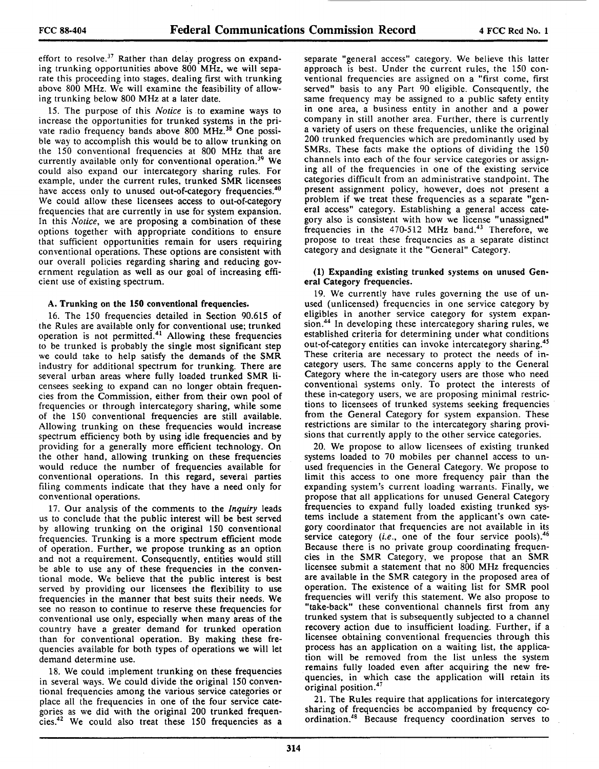effort to resolve.[37] Rather than delay progress on expanding trunking opportunities above 800 MHz, we will separate this proceeding into stages, dealing first with trunking above 800 MHz. We will examine the feasibility of allowing trunking below 800 MHz at a later date.

15. The purpose of this *Notice* is to examine ways to increase the opportunities for trunked systems in the private radio frequency bands above 800 MHz.[38] One possible way to accomplish this would be to allow trunking on the 150 conventional frequencies at 800 MHz that are currently available only for conventional operation.[39] We could also expand our intercategory sharing rules. For example, under the current rules, trunked SMR licensees have access only to unused out-of-category frequencies.[40] We could allow these licensees access to out-of-category frequencies that are currently in use for system expansion. In this *Notice*, we are proposing a combination of these options together with appropriate conditions to ensure that sufficient opportunities remain for users requiring conventional operations. These options are consistent with our overall policies regarding sharing and reducing government regulation as well as our goal of increasing efficient use of existing spectrum.

**A. Trunking on the 150 conventional frequencies.**

16. The 150 frequencies detailed in Section 90.615 of the Rules are available only for conventional use; trunked operation is not permitted.[41] Allowing these frequencies to be trunked is probably the single most significant step we could take to help satisfy the demands of the SMR industry for additional spectrum for trunking. There are several urban areas where fully loaded trunked SMR licensees seeking to expand can no longer obtain frequencies from the Commission, either from their own pool of frequencies or through intercategory sharing, while some of the 150 conventional frequencies are still available. Allowing trunking on these frequencies would increase spectrum efficiency both by using idle frequencies and by providing for a generally more efficient technology. On the other hand, allowing trunking on these frequencies would reduce the number of frequencies available for conventional operations. In this regard, several parties filing comments indicate that they have a need only for conventional operations.

17. Our analysis of the comments to the *Inquiry* leads us to conclude that the public interest will be best served by allowing trunking on the original 150 conventional frequencies. Trunking is a more spectrum efficient mode of operation. Further, we propose trunking as an option and not a requirement. Consequently, entities would still be able to use any of these frequencies in the conventional mode. We believe that the public interest is best served by providing our licensees the flexibility to use frequencies in the manner that best suits their needs. We see no reason to continue to reserve these frequencies for conventional use only, especially when many areas of the country have a greater demand for trunked operation than for conventional operation. By making these frequencies available for both types of operations we will let demand determine use.

18. We could implement trunking on these frequencies in several ways. We could divide the original 150 conventional frequencies among the various service categories or place all the frequencies in one of the four service categories as we did with the original 200 trunked frequencies.[42] We could also treat these 150 frequencies as a separate "general access" category. We believe this latter approach is best. Under the current rules, the 150 conventional frequencies are assigned on a "first come, first served" basis to any Part 90 eligible. Consequently, the same frequency may be assigned to a public safety entity in one area, a business entity in another and a power company in still another area. Further, there is currently a variety of users on these frequencies, unlike the original 200 trunked frequencies which are predominantly used by SMRs. These facts make the options of dividing the 150 channels into each of the four service categories or assigning all of the frequencies in one of the existing service categories difficult from an administrative standpoint. The present assignment policy, however, does not present a problem if we treat these frequencies as a separate "general access" category. Establishing a general access category also is consistent with how we license "unassigned" frequencies in the 470-512 MHz band.[43] Therefore, we propose to treat these frequencies as a separate distinct category and designate it the "General" Category.

**(1) Expanding existing trunked systems on unused General Category frequencies.**

19. We currently have rules governing the use of unused (unlicensed) frequencies in one service category by eligibles in another service category for system expansion.[44] In developing these intercategory sharing rules, we established criteria for determining under what conditions out-of-category entities can invoke intercategory sharing.[45] These criteria are necessary to protect the needs of in-category users. The same concerns apply to the General Category where the in-category users are those who need conventional systems only. To protect the interests of these in-category users, we are proposing minimal restrictions to licensees of trunked systems seeking frequencies from the General Category for system expansion. These restrictions are similar to the intercategory sharing provisions that currently apply to the other service categories.

20. We propose to allow licensees of existing trunked systems loaded to 70 mobiles per channel access to unused frequencies in the General Category. We propose to limit this access to one more frequency pair than the expanding system's current loading warrants. Finally, we propose that all applications for unused General Category frequencies to expand fully loaded existing trunked systems include a statement from the applicant's own category coordinator that frequencies are not available in its service category (*i.e.*, one of the four service pools).[46] Because there is no private group coordinating frequencies in the SMR Category, we propose that an SMR licensee submit a statement that no 800 MHz frequencies are available in the SMR category in the proposed area of operation. The existence of a waiting list for SMR pool frequencies will verify this statement. We also propose to "take-back" these conventional channels first from any trunked system that is subsequently subjected to a channel recovery action due to insufficient loading. Further, if a licensee obtaining conventional frequencies through this process has an application on a waiting list, the application will be removed from the list unless the system remains fully loaded even after acquiring the new frequencies, in which case the application will retain its original position.[47]

21. The Rules require that applications for intercategory sharing of frequencies be accompanied by frequency coordination.[48] Because frequency coordination serves to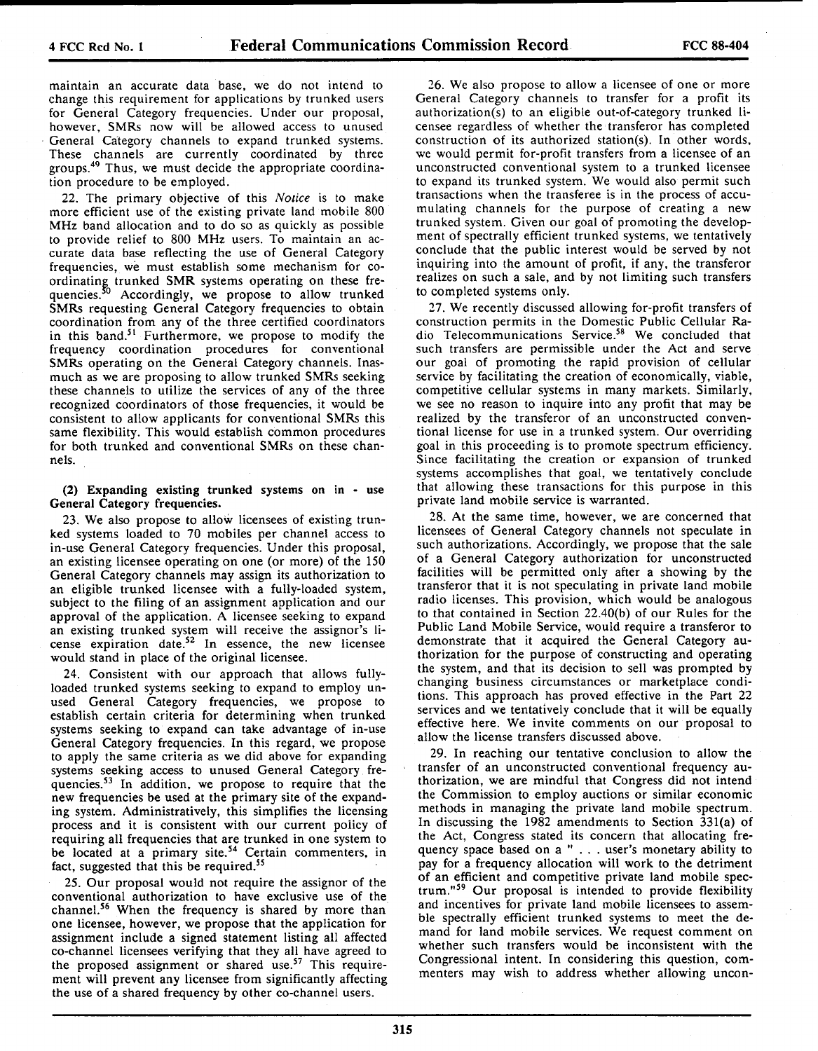maintain an accurate data base, we do not intend to change this requirement for applications by trunked users for General Category frequencies. Under our proposal, however, SMRs now will be allowed access to unused General Category channels to expand trunked systems. These channels are currently coordinated by three groups.[49] Thus, we must decide the appropriate coordination procedure to be employed.

22. The primary objective of this *Notice* is to make more efficient use of the existing private land mobile 800 MHz band allocation and to do so as quickly as possible to provide relief to 800 MHz users. To maintain an accurate data base reflecting the use of General Category frequencies, we must establish some mechanism for coordinating trunked SMR systems operating on these frequencies.[50] Accordingly, we propose to allow trunked SMRs requesting General Category frequencies to obtain coordination from any of the three certified coordinators in this band.[51] Furthermore, we propose to modify the frequency coordination procedures for conventional SMRs operating on the General Category channels. Inasmuch as we are proposing to allow trunked SMRs seeking these channels to utilize the services of any of the three recognized coordinators of those frequencies, it would be consistent to allow applicants for conventional SMRs this same flexibility. This would establish common procedures for both trunked and conventional SMRs on these channels.

**(2) Expanding existing trunked systems on in - use General Category frequencies.**

23. We also propose to allow licensees of existing trunked systems loaded to 70 mobiles per channel access to in-use General Category frequencies. Under this proposal, an existing licensee operating on one (or more) of the 150 General Category channels may assign its authorization to an eligible trunked licensee with a fully-loaded system, subject to the filing of an assignment application and our approval of the application. A licensee seeking to expand an existing trunked system will receive the assignor's license expiration date.[52] In essence, the new licensee would stand in place of the original licensee.

24. Consistent with our approach that allows fully-loaded trunked systems seeking to expand to employ unused General Category frequencies, we propose to establish certain criteria for determining when trunked systems seeking to expand can take advantage of in-use General Category frequencies. In this regard, we propose to apply the same criteria as we did above for expanding systems seeking access to unused General Category frequencies.[53] In addition, we propose to require that the new frequencies be used at the primary site of the expanding system. Administratively, this simplifies the licensing process and it is consistent with our current policy of requiring all frequencies that are trunked in one system to be located at a primary site.[54] Certain commenters, in fact, suggested that this be required.[55]

25. Our proposal would not require the assignor of the conventional authorization to have exclusive use of the channel.[56] When the frequency is shared by more than one licensee, however, we propose that the application for assignment include a signed statement listing all affected co-channel licensees verifying that they all have agreed to the proposed assignment or shared use.[57] This requirement will prevent any licensee from significantly affecting the use of a shared frequency by other co-channel users.

26. We also propose to allow a licensee of one or more General Category channels to transfer for a profit its authorization(s) to an eligible out-of-category trunked licensee regardless of whether the transferor has completed construction of its authorized station(s). In other words, we would permit for-profit transfers from a licensee of an unconstructed conventional system to a trunked licensee to expand its trunked system. We would also permit such transactions when the transferee is in the process of accumulating channels for the purpose of creating a new trunked system. Given our goal of promoting the development of spectrally efficient trunked systems, we tentatively conclude that the public interest would be served by not inquiring into the amount of profit, if any, the transferor realizes on such a sale, and by not limiting such transfers to completed systems only.

27. We recently discussed allowing for-profit transfers of construction permits in the Domestic Public Cellular Radio Telecommunications Service.[58] We concluded that such transfers are permissible under the Act and serve our goal of promoting the rapid provision of cellular service by facilitating the creation of economically, viable, competitive cellular systems in many markets. Similarly, we see no reason to inquire into any profit that may be realized by the transferor of an unconstructed conventional license for use in a trunked system. Our overriding goal in this proceeding is to promote spectrum efficiency. Since facilitating the creation or expansion of trunked systems accomplishes that goal, we tentatively conclude that allowing these transactions for this purpose in this private land mobile service is warranted.

28. At the same time, however, we are concerned that licensees of General Category channels not speculate in such authorizations. Accordingly, we propose that the sale of a General Category authorization for unconstructed facilities will be permitted only after a showing by the transferor that it is not speculating in private land mobile radio licenses. This provision, which would be analogous to that contained in Section 22.40(b) of our Rules for the Public Land Mobile Service, would require a transferor to demonstrate that it acquired the General Category authorization for the purpose of constructing and operating the system, and that its decision to sell was prompted by changing business circumstances or marketplace conditions. This approach has proved effective in the Part 22 services and we tentatively conclude that it will be equally effective here. We invite comments on our proposal to allow the license transfers discussed above.

29. In reaching our tentative conclusion to allow the transfer of an unconstructed conventional frequency authorization, we are mindful that Congress did not intend the Commission to employ auctions or similar economic methods in managing the private land mobile spectrum. In discussing the 1982 amendments to Section 331(a) of the Act, Congress stated its concern that allocating frequency space based on a " . . . user's monetary ability to pay for a frequency allocation will work to the detriment of an efficient and competitive private land mobile spectrum."[59] Our proposal is intended to provide flexibility and incentives for private land mobile licensees to assemble spectrally efficient trunked systems to meet the demand for land mobile services. We request comment on whether such transfers would be inconsistent with the Congressional intent. In considering this question, commenters may wish to address whether allowing uncon-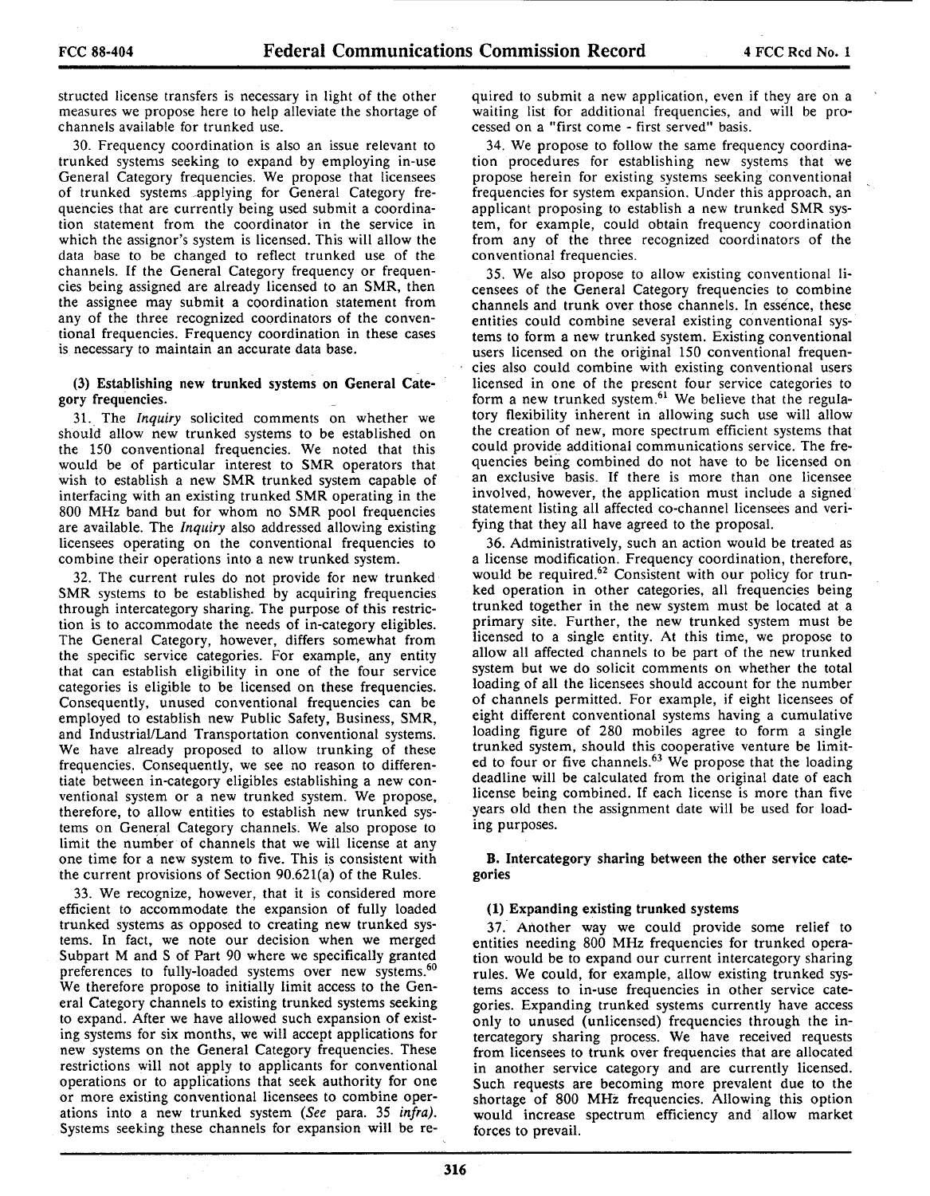structed license transfers is necessary in light of the other measures we propose here to help alleviate the shortage of channels available for trunked use.

30. Frequency coordination is also an issue relevant to trunked systems seeking to expand by employing in-use General Category frequencies. We propose that licensees of trunked systems applying for General Category frequencies that are currently being used submit a coordination statement from the coordinator in the service in which the assignor's system is licensed. This will allow the data base to be changed to reflect trunked use of the channels. If the General Category frequency or frequencies being assigned are already licensed to an SMR, then the assignee may submit a coordination statement from any of the three recognized coordinators of the conventional frequencies. Frequency coordination in these cases is necessary to maintain an accurate data base.

**(3) Establishing new trunked systems on General Category frequencies.**

31. The *Inquiry* solicited comments on whether we should allow new trunked systems to be established on the 150 conventional frequencies. We noted that this would be of particular interest to SMR operators that wish to establish a new SMR trunked system capable of interfacing with an existing trunked SMR operating in the 800 MHz band but for whom no SMR pool frequencies are available. The *Inquiry* also addressed allowing existing licensees operating on the conventional frequencies to combine their operations into a new trunked system.

32. The current rules do not provide for new trunked SMR systems to be established by acquiring frequencies through intercategory sharing. The purpose of this restriction is to accommodate the needs of in-category eligibles. The General Category, however, differs somewhat from the specific service categories. For example, any entity that can establish eligibility in one of the four service categories is eligible to be licensed on these frequencies. Consequently, unused conventional frequencies can be employed to establish new Public Safety, Business, SMR, and Industrial/Land Transportation conventional systems. We have already proposed to allow trunking of these frequencies. Consequently, we see no reason to differentiate between in-category eligibles establishing a new conventional system or a new trunked system. We propose, therefore, to allow entities to establish new trunked systems on General Category channels. We also propose to limit the number of channels that we will license at any one time for a new system to five. This is consistent with the current provisions of Section 90.621(a) of the Rules.

33. We recognize, however, that it is considered more efficient to accommodate the expansion of fully loaded trunked systems as opposed to creating new trunked systems. In fact, we note our decision when we merged Subpart M and S of Part 90 where we specifically granted preferences to fully-loaded systems over new systems.[60] We therefore propose to initially limit access to the General Category channels to existing trunked systems seeking to expand. After we have allowed such expansion of existing systems for six months, we will accept applications for new systems on the General Category frequencies. These restrictions will not apply to applicants for conventional operations or to applications that seek authority for one or more existing conventional licensees to combine operations into a new trunked system (*See* para. 35 *infra*). Systems seeking these channels for expansion will be required to submit a new application, even if they are on a waiting list for additional frequencies, and will be processed on a "first come - first served" basis.

34. We propose to follow the same frequency coordination procedures for establishing new systems that we propose herein for existing systems seeking conventional frequencies for system expansion. Under this approach, an applicant proposing to establish a new trunked SMR system, for example, could obtain frequency coordination from any of the three recognized coordinators of the conventional frequencies.

35. We also propose to allow existing conventional licensees of the General Category frequencies to combine channels and trunk over those channels. In essence, these entities could combine several existing conventional systems to form a new trunked system. Existing conventional users licensed on the original 150 conventional frequencies also could combine with existing conventional users licensed in one of the present four service categories to form a new trunked system.[61] We believe that the regulatory flexibility inherent in allowing such use will allow the creation of new, more spectrum efficient systems that could provide additional communications service. The frequencies being combined do not have to be licensed on an exclusive basis. If there is more than one licensee involved, however, the application must include a signed statement listing all affected co-channel licensees and verifying that they all have agreed to the proposal.

36. Administratively, such an action would be treated as a license modification. Frequency coordination, therefore, would be required.[62] Consistent with our policy for trunked operation in other categories, all frequencies being trunked together in the new system must be located at a primary site. Further, the new trunked system must be licensed to a single entity. At this time, we propose to allow all affected channels to be part of the new trunked system but we do solicit comments on whether the total loading of all the licensees should account for the number of channels permitted. For example, if eight licensees of eight different conventional systems having a cumulative loading figure of 280 mobiles agree to form a single trunked system, should this cooperative venture be limited to four or five channels.[63] We propose that the loading deadline will be calculated from the original date of each license being combined. If each license is more than five years old then the assignment date will be used for loading purposes.

## B. Intercategory sharing between the other service categories

### (1) Expanding existing trunked systems

37. Another way we could provide some relief to entities needing 800 MHz frequencies for trunked operation would be to expand our current intercategory sharing rules. We could, for example, allow existing trunked systems access to in-use frequencies in other service categories. Expanding trunked systems currently have access only to unused (unlicensed) frequencies through the intercategory sharing process. We have received requests from licensees to trunk over frequencies that are allocated in another service category and are currently licensed. Such requests are becoming more prevalent due to the shortage of 800 MHz frequencies. Allowing this option would increase spectrum efficiency and allow market forces to prevail.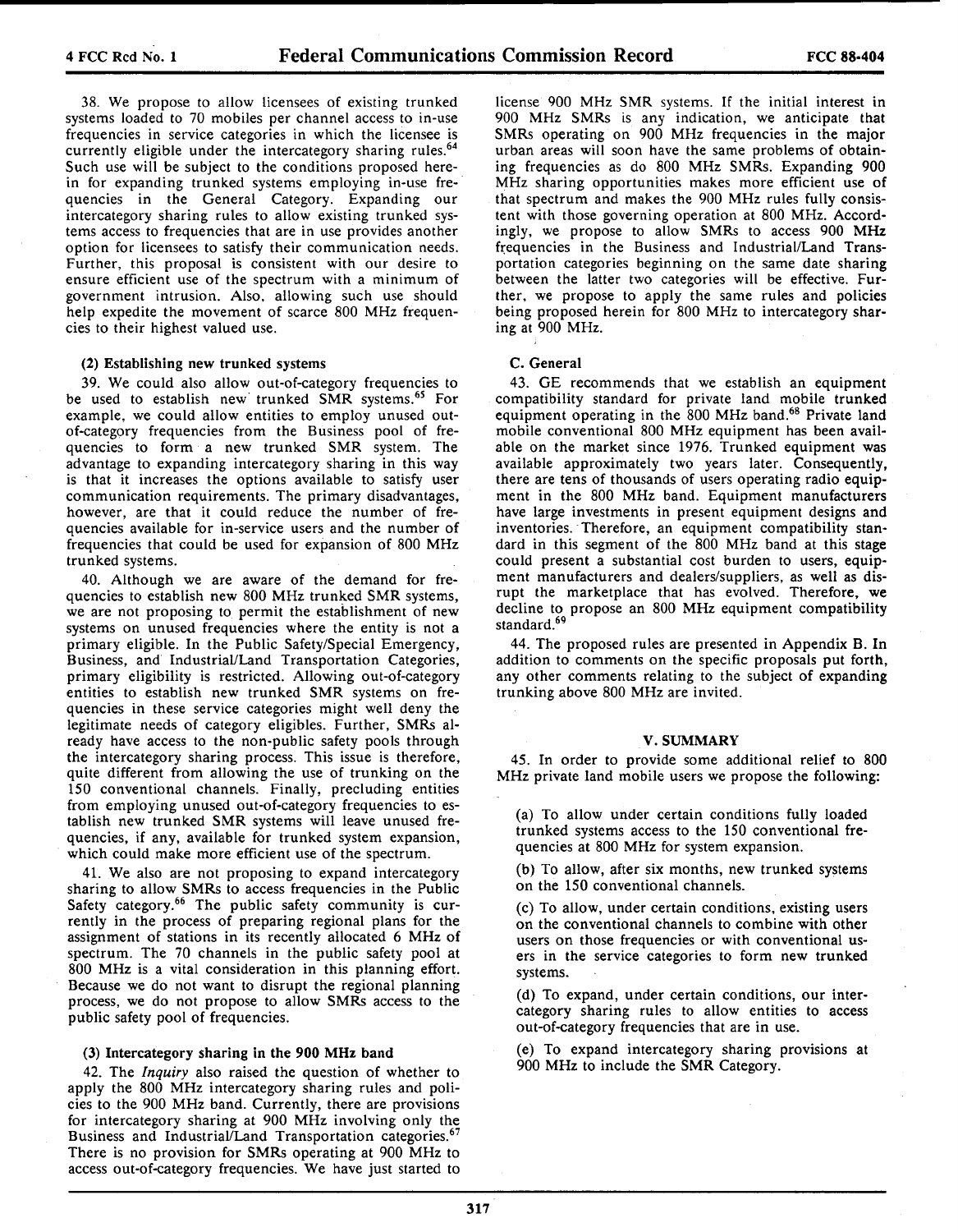38. We propose to allow licensees of existing trunked systems loaded to 70 mobiles per channel access to in-use frequencies in service categories in which the licensee is currently eligible under the intercategory sharing rules.[64] Such use will be subject to the conditions proposed herein for expanding trunked systems employing in-use frequencies in the General Category. Expanding our intercategory sharing rules to allow existing trunked systems access to frequencies that are in use provides another option for licensees to satisfy their communication needs. Further, this proposal is consistent with our desire to ensure efficient use of the spectrum with a minimum of government intrusion. Also, allowing such use should help expedite the movement of scarce 800 MHz frequencies to their highest valued use.

#### (2) Establishing new trunked systems

39. We could also allow out-of-category frequencies to be used to establish new trunked SMR systems.[65] For example, we could allow entities to employ unused out-of-category frequencies from the Business pool of frequencies to form a new trunked SMR system. The advantage to expanding intercategory sharing in this way is that it increases the options available to satisfy user communication requirements. The primary disadvantages, however, are that it could reduce the number of frequencies available for in-service users and the number of frequencies that could be used for expansion of 800 MHz trunked systems.

40. Although we are aware of the demand for frequencies to establish new 800 MHz trunked SMR systems, we are not proposing to permit the establishment of new systems on unused frequencies where the entity is not a primary eligible. In the Public Safety/Special Emergency, Business, and Industrial/Land Transportation Categories, primary eligibility is restricted. Allowing out-of-category entities to establish new trunked SMR systems on frequencies in these service categories might well deny the legitimate needs of category eligibles. Further, SMRs already have access to the non-public safety pools through the intercategory sharing process. This issue is therefore, quite different from allowing the use of trunking on the 150 conventional channels. Finally, precluding entities from employing unused out-of-category frequencies to establish new trunked SMR systems will leave unused frequencies, if any, available for trunked system expansion, which could make more efficient use of the spectrum.

41. We also are not proposing to expand intercategory sharing to allow SMRs to access frequencies in the Public Safety category.[66] The public safety community is currently in the process of preparing regional plans for the assignment of stations in its recently allocated 6 MHz of spectrum. The 70 channels in the public safety pool at 800 MHz is a vital consideration in this planning effort. Because we do not want to disrupt the regional planning process, we do not propose to allow SMRs access to the public safety pool of frequencies.

#### (3) Intercategory sharing in the 900 MHz band

42. The *Inquiry* also raised the question of whether to apply the 800 MHz intercategory sharing rules and policies to the 900 MHz band. Currently, there are provisions for intercategory sharing at 900 MHz involving only the Business and Industrial/Land Transportation categories.[67] There is no provision for SMRs operating at 900 MHz to access out-of-category frequencies. We have just started to license 900 MHz SMR systems. If the initial interest in 900 MHz SMRs is any indication, we anticipate that SMRs operating on 900 MHz frequencies in the major urban areas will soon have the same problems of obtaining frequencies as do 800 MHz SMRs. Expanding 900 MHz sharing opportunities makes more efficient use of that spectrum and makes the 900 MHz rules fully consistent with those governing operation at 800 MHz. Accordingly, we propose to allow SMRs to access 900 MHz frequencies in the Business and Industrial/Land Transportation categories beginning on the same date sharing between the latter two categories will be effective. Further, we propose to apply the same rules and policies being proposed herein for 800 MHz to intercategory sharing at 900 MHz.

### C. General

43. GE recommends that we establish an equipment compatibility standard for private land mobile trunked equipment operating in the 800 MHz band.[68] Private land mobile conventional 800 MHz equipment has been available on the market since 1976. Trunked equipment was available approximately two years later. Consequently, there are tens of thousands of users operating radio equipment in the 800 MHz band. Equipment manufacturers have large investments in present equipment designs and inventories. Therefore, an equipment compatibility standard in this segment of the 800 MHz band at this stage could present a substantial cost burden to users, equipment manufacturers and dealers/suppliers, as well as disrupt the marketplace that has evolved. Therefore, we decline to propose an 800 MHz equipment compatibility standard.[69]

44. The proposed rules are presented in Appendix B. In addition to comments on the specific proposals put forth, any other comments relating to the subject of expanding trunking above 800 MHz are invited.

## V. SUMMARY

45. In order to provide some additional relief to 800 MHz private land mobile users we propose the following:

(a) To allow under certain conditions fully loaded trunked systems access to the 150 conventional frequencies at 800 MHz for system expansion.

(b) To allow, after six months, new trunked systems on the 150 conventional channels.

(c) To allow, under certain conditions, existing users on the conventional channels to combine with other users on those frequencies or with conventional users in the service categories to form new trunked systems.

(d) To expand, under certain conditions, our intercategory sharing rules to allow entities to access out-of-category frequencies that are in use.

(e) To expand intercategory sharing provisions at 900 MHz to include the SMR Category.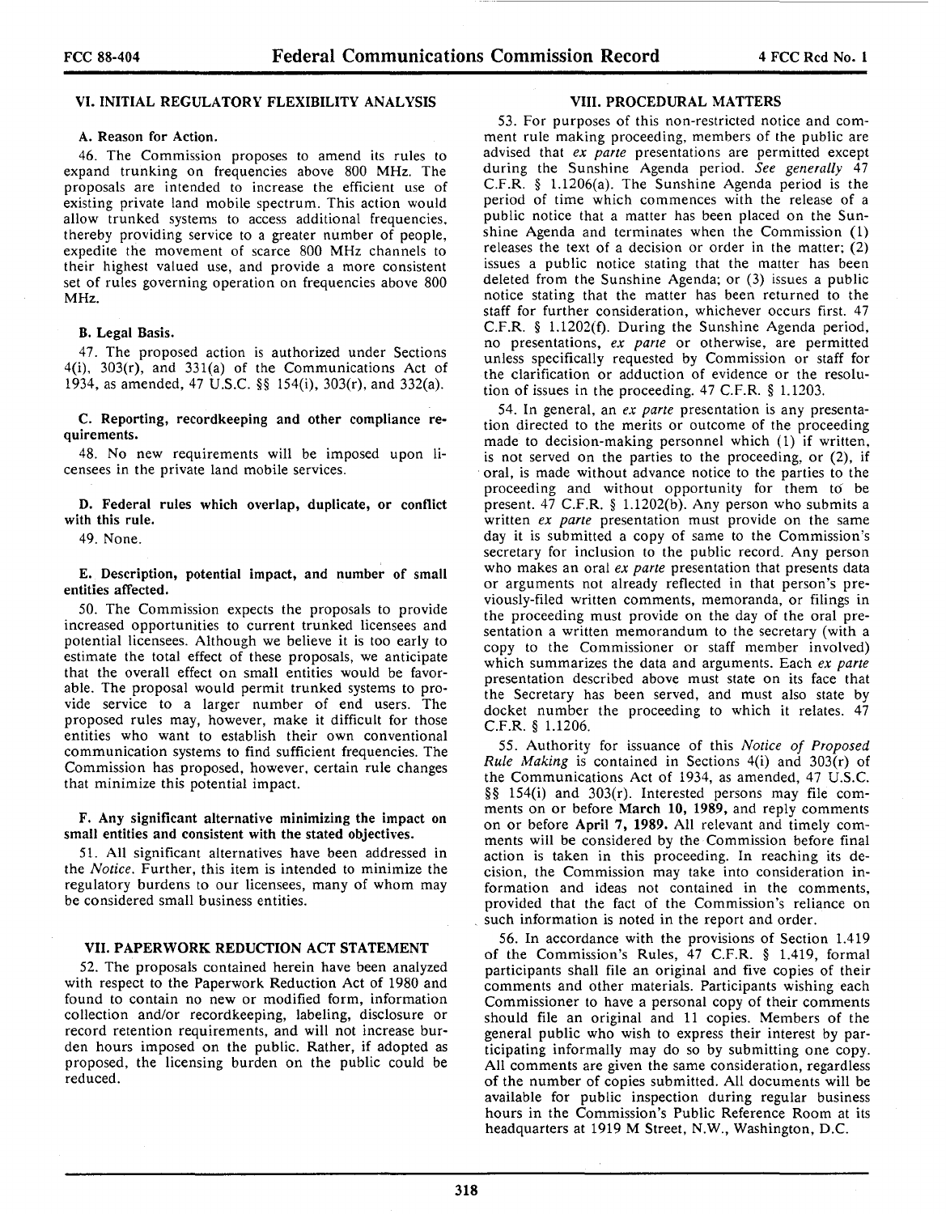## VI. INITIAL REGULATORY FLEXIBILITY ANALYSIS

### A. Reason for Action.

46. The Commission proposes to amend its rules to expand trunking on frequencies above 800 MHz. The proposals are intended to increase the efficient use of existing private land mobile spectrum. This action would allow trunked systems to access additional frequencies, thereby providing service to a greater number of people, expedite the movement of scarce 800 MHz channels to their highest valued use, and provide a more consistent set of rules governing operation on frequencies above 800 MHz.

### B. Legal Basis.

47. The proposed action is authorized under Sections 4(i), 303(r), and 331(a) of the Communications Act of 1934, as amended, 47 U.S.C. §§ 154(i), 303(r), and 332(a).

### C. Reporting, recordkeeping and other compliance requirements.

48. No new requirements will be imposed upon licensees in the private land mobile services.

### D. Federal rules which overlap, duplicate, or conflict with this rule.

49. None.

### E. Description, potential impact, and number of small entities affected.

50. The Commission expects the proposals to provide increased opportunities to current trunked licensees and potential licensees. Although we believe it is too early to estimate the total effect of these proposals, we anticipate that the overall effect on small entities would be favorable. The proposal would permit trunked systems to provide service to a larger number of end users. The proposed rules may, however, make it difficult for those entities who want to establish their own conventional communication systems to find sufficient frequencies. The Commission has proposed, however, certain rule changes that minimize this potential impact.

### F. Any significant alternative minimizing the impact on small entities and consistent with the stated objectives.

51. All significant alternatives have been addressed in the *Notice*. Further, this item is intended to minimize the regulatory burdens to our licensees, many of whom may be considered small business entities.

## VII. PAPERWORK REDUCTION ACT STATEMENT

52. The proposals contained herein have been analyzed with respect to the Paperwork Reduction Act of 1980 and found to contain no new or modified form, information collection and/or recordkeeping, labeling, disclosure or record retention requirements, and will not increase burden hours imposed on the public. Rather, if adopted as proposed, the licensing burden on the public could be reduced.

## VIII. PROCEDURAL MATTERS

53. For purposes of this non-restricted notice and comment rule making proceeding, members of the public are advised that *ex parte* presentations are permitted except during the Sunshine Agenda period. *See generally* 47 C.F.R. § 1.1206(a). The Sunshine Agenda period is the period of time which commences with the release of a public notice that a matter has been placed on the Sunshine Agenda and terminates when the Commission (1) releases the text of a decision or order in the matter; (2) issues a public notice stating that the matter has been deleted from the Sunshine Agenda; or (3) issues a public notice stating that the matter has been returned to the staff for further consideration, whichever occurs first. 47 C.F.R. § 1.1202(f). During the Sunshine Agenda period, no presentations, *ex parte* or otherwise, are permitted unless specifically requested by Commission or staff for the clarification or adduction of evidence or the resolution of issues in the proceeding. 47 C.F.R. § 1.1203.

54. In general, an *ex parte* presentation is any presentation directed to the merits or outcome of the proceeding made to decision-making personnel which (1) if written, is not served on the parties to the proceeding, or (2), if oral, is made without advance notice to the parties to the proceeding and without opportunity for them to be present. 47 C.F.R. § 1.1202(b). Any person who submits a written *ex parte* presentation must provide on the same day it is submitted a copy of same to the Commission's secretary for inclusion to the public record. Any person who makes an oral *ex parte* presentation that presents data or arguments not already reflected in that person's previously-filed written comments, memoranda, or filings in the proceeding must provide on the day of the oral presentation a written memorandum to the secretary (with a copy to the Commissioner or staff member involved) which summarizes the data and arguments. Each *ex parte* presentation described above must state on its face that the Secretary has been served, and must also state by docket number the proceeding to which it relates. 47 C.F.R. § 1.1206.

55. Authority for issuance of this *Notice of Proposed Rule Making* is contained in Sections 4(i) and 303(r) of the Communications Act of 1934, as amended, 47 U.S.C. §§ 154(i) and 303(r). Interested persons may file comments on or before **March 10, 1989,** and reply comments on or before **April 7, 1989.** All relevant and timely comments will be considered by the Commission before final action is taken in this proceeding. In reaching its decision, the Commission may take into consideration information and ideas not contained in the comments, provided that the fact of the Commission's reliance on such information is noted in the report and order.

56. In accordance with the provisions of Section 1.419 of the Commission's Rules, 47 C.F.R. § 1.419, formal participants shall file an original and five copies of their comments and other materials. Participants wishing each Commissioner to have a personal copy of their comments should file an original and 11 copies. Members of the general public who wish to express their interest by participating informally may do so by submitting one copy. All comments are given the same consideration, regardless of the number of copies submitted. All documents will be available for public inspection during regular business hours in the Commission's Public Reference Room at its headquarters at 1919 M Street, N.W., Washington, D.C.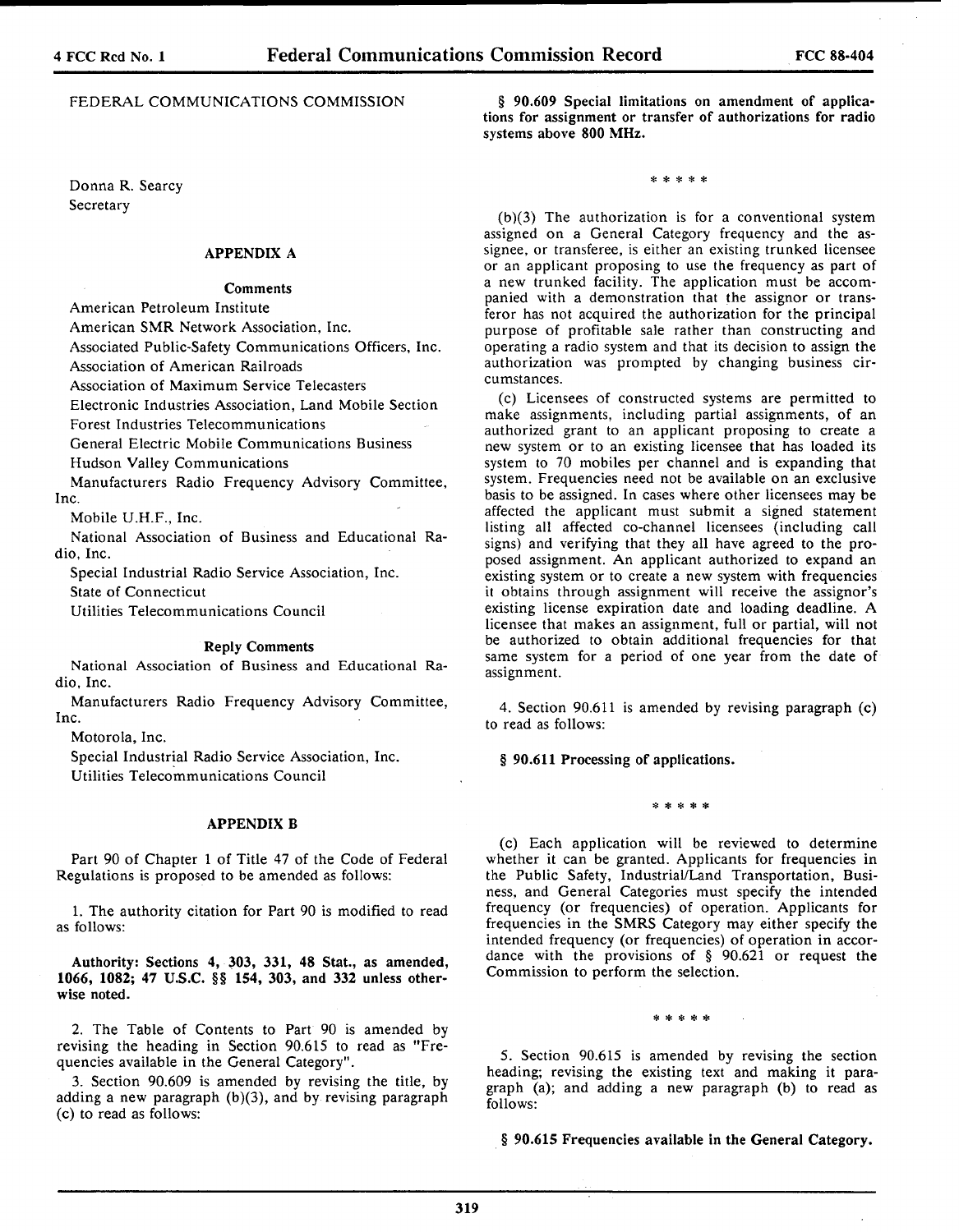FEDERAL COMMUNICATIONS COMMISSION

Donna R. Searcy
Secretary

## APPENDIX A

### Comments

American Petroleum Institute
American SMR Network Association, Inc.
Associated Public-Safety Communications Officers, Inc.
Association of American Railroads
Association of Maximum Service Telecasters
Electronic Industries Association, Land Mobile Section
Forest Industries Telecommunications
General Electric Mobile Communications Business
Hudson Valley Communications
Manufacturers Radio Frequency Advisory Committee, Inc.
Mobile U.H.F., Inc.
National Association of Business and Educational Radio, Inc.
Special Industrial Radio Service Association, Inc.
State of Connecticut
Utilities Telecommunications Council

### Reply Comments

National Association of Business and Educational Radio, Inc.
Manufacturers Radio Frequency Advisory Committee, Inc.
Motorola, Inc.
Special Industrial Radio Service Association, Inc.
Utilities Telecommunications Council

## APPENDIX B

Part 90 of Chapter 1 of Title 47 of the Code of Federal Regulations is proposed to be amended as follows:

1. The authority citation for Part 90 is modified to read as follows:

**Authority: Sections 4, 303, 331, 48 Stat., as amended, 1066, 1082; 47 U.S.C. §§ 154, 303, and 332 unless otherwise noted.**

2. The Table of Contents to Part 90 is amended by revising the heading in Section 90.615 to read as "Frequencies available in the General Category".

3. Section 90.609 is amended by revising the title, by adding a new paragraph (b)(3), and by revising paragraph (c) to read as follows:

**§ 90.609 Special limitations on amendment of applications for assignment or transfer of authorizations for radio systems above 800 MHz.**

\* \* \* \* \*

(b)(3) The authorization is for a conventional system assigned on a General Category frequency and the assignee, or transferee, is either an existing trunked licensee or an applicant proposing to use the frequency as part of a new trunked facility. The application must be accompanied with a demonstration that the assignor or transferor has not acquired the authorization for the principal purpose of profitable sale rather than constructing and operating a radio system and that its decision to assign the authorization was prompted by changing business circumstances.

(c) Licensees of constructed systems are permitted to make assignments, including partial assignments, of an authorized grant to an applicant proposing to create a new system or to an existing licensee that has loaded its system to 70 mobiles per channel and is expanding that system. Frequencies need not be available on an exclusive basis to be assigned. In cases where other licensees may be affected the applicant must submit a signed statement listing all affected co-channel licensees (including call signs) and verifying that they all have agreed to the proposed assignment. An applicant authorized to expand an existing system or to create a new system with frequencies it obtains through assignment will receive the assignor's existing license expiration date and loading deadline. A licensee that makes an assignment, full or partial, will not be authorized to obtain additional frequencies for that same system for a period of one year from the date of assignment.

4. Section 90.611 is amended by revising paragraph (c) to read as follows:

**§ 90.611 Processing of applications.**

\* \* \* \* \*

(c) Each application will be reviewed to determine whether it can be granted. Applicants for frequencies in the Public Safety, Industrial/Land Transportation, Business, and General Categories must specify the intended frequency (or frequencies) of operation. Applicants for frequencies in the SMRS Category may either specify the intended frequency (or frequencies) of operation in accordance with the provisions of § 90.621 or request the Commission to perform the selection.

\* \* \* \* \*

5. Section 90.615 is amended by revising the section heading; revising the existing text and making it paragraph (a); and adding a new paragraph (b) to read as follows:

**§ 90.615 Frequencies available in the General Category.**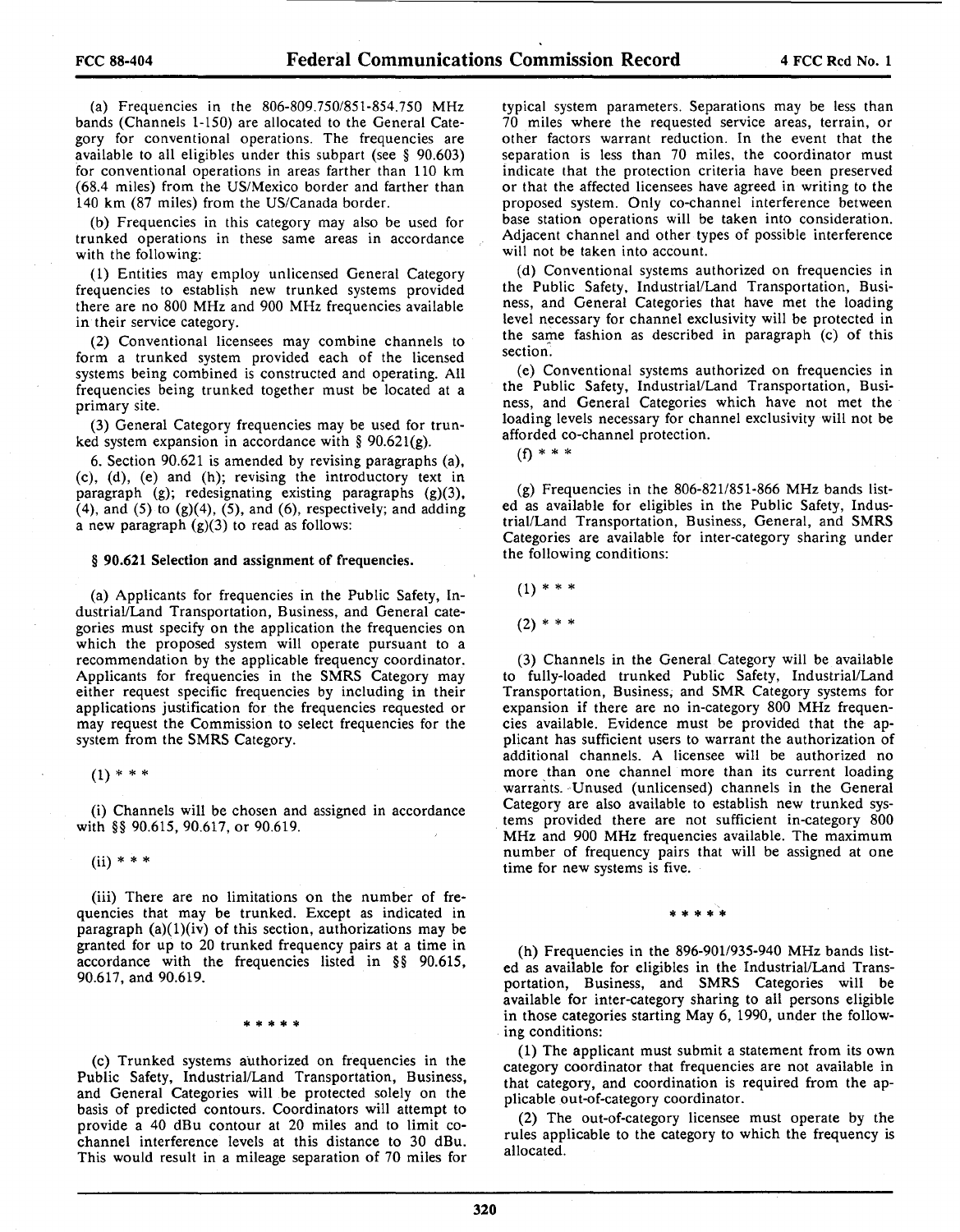(a) Frequencies in the 806-809.750/851-854.750 MHz bands (Channels 1-150) are allocated to the General Category for conventional operations. The frequencies are available to all eligibles under this subpart (see § 90.603) for conventional operations in areas farther than 110 km (68.4 miles) from the US/Mexico border and farther than 140 km (87 miles) from the US/Canada border.

(b) Frequencies in this category may also be used for trunked operations in these same areas in accordance with the following:

(1) Entities may employ unlicensed General Category frequencies to establish new trunked systems provided there are no 800 MHz and 900 MHz frequencies available in their service category.

(2) Conventional licensees may combine channels to form a trunked system provided each of the licensed systems being combined is constructed and operating. All frequencies being trunked together must be located at a primary site.

(3) General Category frequencies may be used for trunked system expansion in accordance with § 90.621(g).

6. Section 90.621 is amended by revising paragraphs (a), (c), (d), (e) and (h); revising the introductory text in paragraph (g); redesignating existing paragraphs (g)(3), (4), and (5) to (g)(4), (5), and (6), respectively; and adding a new paragraph (g)(3) to read as follows:

**§ 90.621 Selection and assignment of frequencies.**

(a) Applicants for frequencies in the Public Safety, Industrial/Land Transportation, Business, and General categories must specify on the application the frequencies on which the proposed system will operate pursuant to a recommendation by the applicable frequency coordinator. Applicants for frequencies in the SMRS Category may either request specific frequencies by including in their applications justification for the frequencies requested or may request the Commission to select frequencies for the system from the SMRS Category.

(1) * * *

(i) Channels will be chosen and assigned in accordance with §§ 90.615, 90.617, or 90.619.

(ii) * * *

(iii) There are no limitations on the number of frequencies that may be trunked. Except as indicated in paragraph (a)(1)(iv) of this section, authorizations may be granted for up to 20 trunked frequency pairs at a time in accordance with the frequencies listed in §§ 90.615, 90.617, and 90.619.

* * * * *

(c) Trunked systems authorized on frequencies in the Public Safety, Industrial/Land Transportation, Business, and General Categories will be protected solely on the basis of predicted contours. Coordinators will attempt to provide a 40 dBu contour at 20 miles and to limit co-channel interference levels at this distance to 30 dBu. This would result in a mileage separation of 70 miles for typical system parameters. Separations may be less than 70 miles where the requested service areas, terrain, or other factors warrant reduction. In the event that the separation is less than 70 miles, the coordinator must indicate that the protection criteria have been preserved or that the affected licensees have agreed in writing to the proposed system. Only co-channel interference between base station operations will be taken into consideration. Adjacent channel and other types of possible interference will not be taken into account.

(d) Conventional systems authorized on frequencies in the Public Safety, Industrial/Land Transportation, Business, and General Categories that have met the loading level necessary for channel exclusivity will be protected in the same fashion as described in paragraph (c) of this section.

(e) Conventional systems authorized on frequencies in the Public Safety, Industrial/Land Transportation, Business, and General Categories which have not met the loading levels necessary for channel exclusivity will not be afforded co-channel protection.

(f) * * *

(g) Frequencies in the 806-821/851-866 MHz bands listed as available for eligibles in the Public Safety, Industrial/Land Transportation, Business, General, and SMRS Categories are available for inter-category sharing under the following conditions:

(1) * * *

(2) * * *

(3) Channels in the General Category will be available to fully-loaded trunked Public Safety, Industrial/Land Transportation, Business, and SMR Category systems for expansion if there are no in-category 800 MHz frequencies available. Evidence must be provided that the applicant has sufficient users to warrant the authorization of additional channels. A licensee will be authorized no more than one channel more than its current loading warrants. Unused (unlicensed) channels in the General Category are also available to establish new trunked systems provided there are not sufficient in-category 800 MHz and 900 MHz frequencies available. The maximum number of frequency pairs that will be assigned at one time for new systems is five.

* * * * *

(h) Frequencies in the 896-901/935-940 MHz bands listed as available for eligibles in the Industrial/Land Transportation, Business, and SMRS Categories will be available for inter-category sharing to all persons eligible in those categories starting May 6, 1990, under the following conditions:

(1) The applicant must submit a statement from its own category coordinator that frequencies are not available in that category, and coordination is required from the applicable out-of-category coordinator.

(2) The out-of-category licensee must operate by the rules applicable to the category to which the frequency is allocated.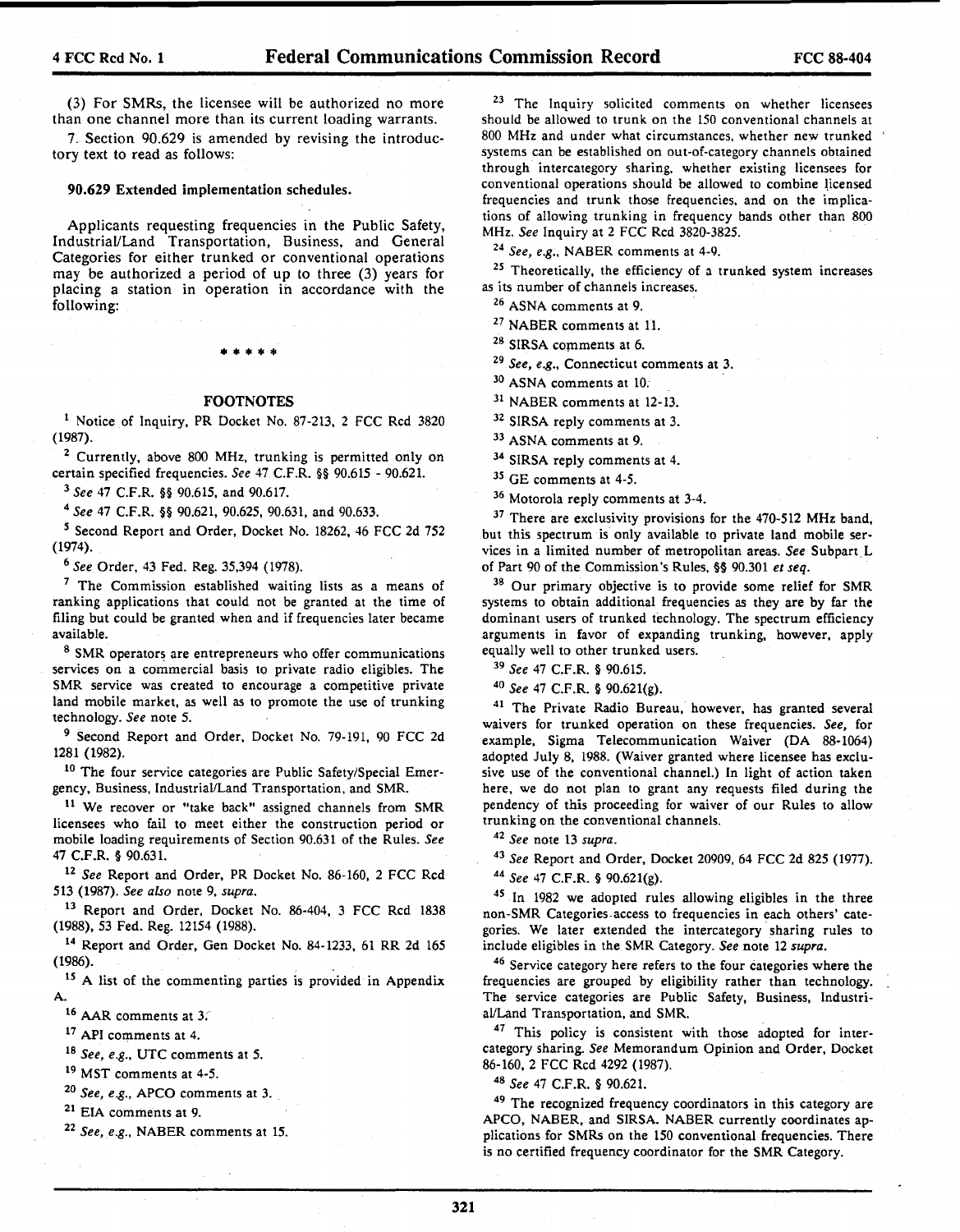(3) For SMRs, the licensee will be authorized no more than one channel more than its current loading warrants.

7. Section 90.629 is amended by revising the introductory text to read as follows:

**90.629 Extended implementation schedules.**

Applicants requesting frequencies in the Public Safety, Industrial/Land Transportation, Business, and General Categories for either trunked or conventional operations may be authorized a period of up to three (3) years for placing a station in operation in accordance with the following:

\* \* \* \* \*

## FOOTNOTES

[1] Notice of Inquiry, PR Docket No. 87-213, 2 FCC Rcd 3820 (1987).

[2] Currently, above 800 MHz, trunking is permitted only on certain specified frequencies. *See* 47 C.F.R. §§ 90.615 - 90.621.

[3] *See* 47 C.F.R. §§ 90.615, and 90.617.

[4] *See* 47 C.F.R. §§ 90.621, 90.625, 90.631, and 90.633.

[5] Second Report and Order, Docket No. 18262, 46 FCC 2d 752 (1974).

[6] *See* Order, 43 Fed. Reg. 35,394 (1978).

[7] The Commission established waiting lists as a means of ranking applications that could not be granted at the time of filing but could be granted when and if frequencies later became available.

[8] SMR operators are entrepreneurs who offer communications services on a commercial basis to private radio eligibles. The SMR service was created to encourage a competitive private land mobile market, as well as to promote the use of trunking technology. *See* note 5.

[9] Second Report and Order, Docket No. 79-191, 90 FCC 2d 1281 (1982).

[10] The four service categories are Public Safety/Special Emergency, Business, Industrial/Land Transportation, and SMR.

[11] We recover or "take back" assigned channels from SMR licensees who fail to meet either the construction period or mobile loading requirements of Section 90.631 of the Rules. *See* 47 C.F.R. § 90.631.

[12] *See* Report and Order, PR Docket No. 86-160, 2 FCC Rcd 513 (1987). *See also* note 9, *supra.*

[13] Report and Order, Docket No. 86-404, 3 FCC Rcd 1838 (1988), 53 Fed. Reg. 12154 (1988).

[14] Report and Order, Gen Docket No. 84-1233, 61 RR 2d 165 (1986).

[15] A list of the commenting parties is provided in Appendix A.

[16] AAR comments at 3.

[17] API comments at 4.

[18] *See, e.g.,* UTC comments at 5.

[19] MST comments at 4-5.

[20] *See, e.g.,* APCO comments at 3.

[21] EIA comments at 9.

[22] *See, e.g.,* NABER comments at 15.

[23] The Inquiry solicited comments on whether licensees should be allowed to trunk on the 150 conventional channels at 800 MHz and under what circumstances, whether new trunked systems can be established on out-of-category channels obtained through intercategory sharing, whether existing licensees for conventional operations should be allowed to combine licensed frequencies and trunk those frequencies, and on the implications of allowing trunking in frequency bands other than 800 MHz. *See* Inquiry at 2 FCC Rcd 3820-3825.

[24] *See, e.g.,* NABER comments at 4-9.

[25] Theoretically, the efficiency of a trunked system increases as its number of channels increases.

[26] ASNA comments at 9.

[27] NABER comments at 11.

[28] SIRSA comments at 6.

[29] *See, e.g.,* Connecticut comments at 3.

[30] ASNA comments at 10.

[31] NABER comments at 12-13.

[32] SIRSA reply comments at 3.

[33] ASNA comments at 9.

[34] SIRSA reply comments at 4.

[35] GE comments at 4-5.

[36] Motorola reply comments at 3-4.

[37] There are exclusivity provisions for the 470-512 MHz band, but this spectrum is only available to private land mobile services in a limited number of metropolitan areas. *See* Subpart L of Part 90 of the Commission's Rules, §§ 90.301 *et seq.*

[38] Our primary objective is to provide some relief for SMR systems to obtain additional frequencies as they are by far the dominant users of trunked technology. The spectrum efficiency arguments in favor of expanding trunking, however, apply equally well to other trunked users.

[39] *See* 47 C.F.R. § 90.615.

[40] *See* 47 C.F.R. § 90.621(g).

[41] The Private Radio Bureau, however, has granted several waivers for trunked operation on these frequencies. *See,* for example, Sigma Telecommunication Waiver (DA 88-1064) adopted July 8, 1988. (Waiver granted where licensee has exclusive use of the conventional channel.) In light of action taken here, we do not plan to grant any requests filed during the pendency of this proceeding for waiver of our Rules to allow trunking on the conventional channels.

[42] *See* note 13 *supra.*

[43] *See* Report and Order, Docket 20909, 64 FCC 2d 825 (1977).

[44] *See* 47 C.F.R. § 90.621(g).

[45] In 1982 we adopted rules allowing eligibles in the three non-SMR Categories access to frequencies in each others' categories. We later extended the intercategory sharing rules to include eligibles in the SMR Category. *See* note 12 *supra.*

[46] Service category here refers to the four categories where the frequencies are grouped by eligibility rather than technology. The service categories are Public Safety, Business, Industrial/Land Transportation, and SMR.

[47] This policy is consistent with those adopted for intercategory sharing. *See* Memorandum Opinion and Order, Docket 86-160, 2 FCC Rcd 4292 (1987).

[48] *See* 47 C.F.R. § 90.621.

[49] The recognized frequency coordinators in this category are APCO, NABER, and SIRSA. NABER currently coordinates applications for SMRs on the 150 conventional frequencies. There is no certified frequency coordinator for the SMR Category.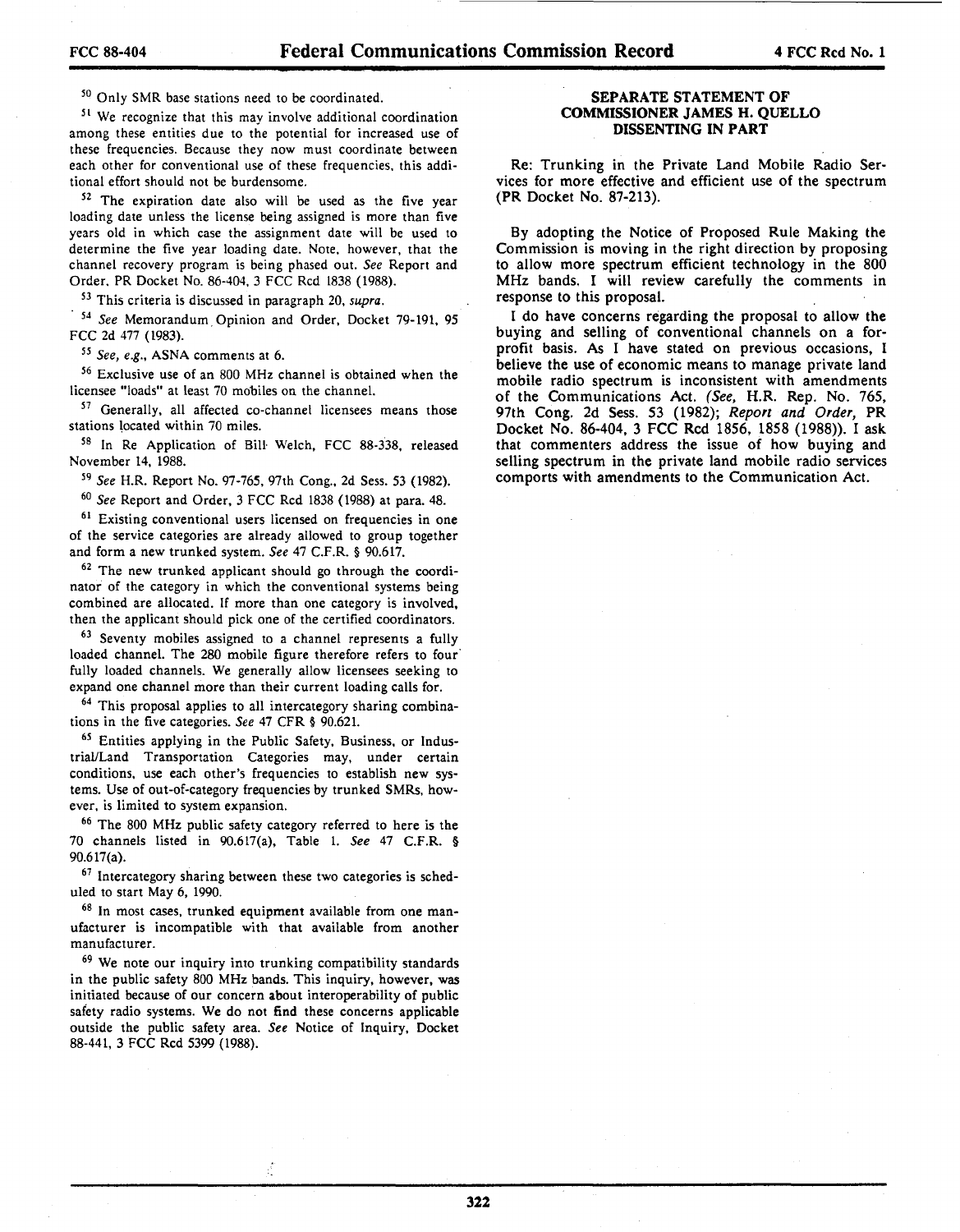[50] Only SMR base stations need to be coordinated.

[51] We recognize that this may involve additional coordination among these entities due to the potential for increased use of these frequencies. Because they now must coordinate between each other for conventional use of these frequencies, this additional effort should not be burdensome.

[52] The expiration date also will be used as the five year loading date unless the license being assigned is more than five years old in which case the assignment date will be used to determine the five year loading date. Note, however, that the channel recovery program is being phased out. *See* Report and Order, PR Docket No. 86-404, 3 FCC Rcd 1838 (1988).

[53] This criteria is discussed in paragraph 20, *supra*.

[54] *See* Memorandum Opinion and Order, Docket 79-191, 95 FCC 2d 477 (1983).

[55] *See, e.g.*, ASNA comments at 6.

[56] Exclusive use of an 800 MHz channel is obtained when the licensee "loads" at least 70 mobiles on the channel.

[57] Generally, all affected co-channel licensees means those stations located within 70 miles.

[58] In Re Application of Bill Welch, FCC 88-338, released November 14, 1988.

[59] *See* H.R. Report No. 97-765, 97th Cong., 2d Sess. 53 (1982).

[60] *See* Report and Order, 3 FCC Rcd 1838 (1988) at para. 48.

[61] Existing conventional users licensed on frequencies in one of the service categories are already allowed to group together and form a new trunked system. *See* 47 C.F.R. § 90.617.

[62] The new trunked applicant should go through the coordinator of the category in which the conventional systems being combined are allocated. If more than one category is involved, then the applicant should pick one of the certified coordinators.

[63] Seventy mobiles assigned to a channel represents a fully loaded channel. The 280 mobile figure therefore refers to four fully loaded channels. We generally allow licensees seeking to expand one channel more than their current loading calls for.

[64] This proposal applies to all intercategory sharing combinations in the five categories. *See* 47 CFR § 90.621.

[65] Entities applying in the Public Safety, Business, or Industrial/Land Transportation Categories may, under certain conditions, use each other's frequencies to establish new systems. Use of out-of-category frequencies by trunked SMRs, however, is limited to system expansion.

[66] The 800 MHz public safety category referred to here is the 70 channels listed in 90.617(a), Table 1. *See* 47 C.F.R. § 90.617(a).

[67] Intercategory sharing between these two categories is scheduled to start May 6, 1990.

[68] In most cases, trunked equipment available from one manufacturer is incompatible with that available from another manufacturer.

[69] We note our inquiry into trunking compatibility standards in the public safety 800 MHz bands. This inquiry, however, was initiated because of our concern about interoperability of public safety radio systems. We do not find these concerns applicable outside the public safety area. *See* Notice of Inquiry, Docket 88-441, 3 FCC Rcd 5399 (1988).

## SEPARATE STATEMENT OF COMMISSIONER JAMES H. QUELLO DISSENTING IN PART

Re: Trunking in the Private Land Mobile Radio Services for more effective and efficient use of the spectrum (PR Docket No. 87-213).

By adopting the Notice of Proposed Rule Making the Commission is moving in the right direction by proposing to allow more spectrum efficient technology in the 800 MHz bands. I will review carefully the comments in response to this proposal.

I do have concerns regarding the proposal to allow the buying and selling of conventional channels on a for-profit basis. As I have stated on previous occasions, I believe the use of economic means to manage private land mobile radio spectrum is inconsistent with amendments of the Communications Act. *(See,* H.R. Rep. No. 765, 97th Cong. 2d Sess. 53 (1982); *Report and Order,* PR Docket No. 86-404, 3 FCC Rcd 1856, 1858 (1988)). I ask that commenters address the issue of how buying and selling spectrum in the private land mobile radio services comports with amendments to the Communication Act.